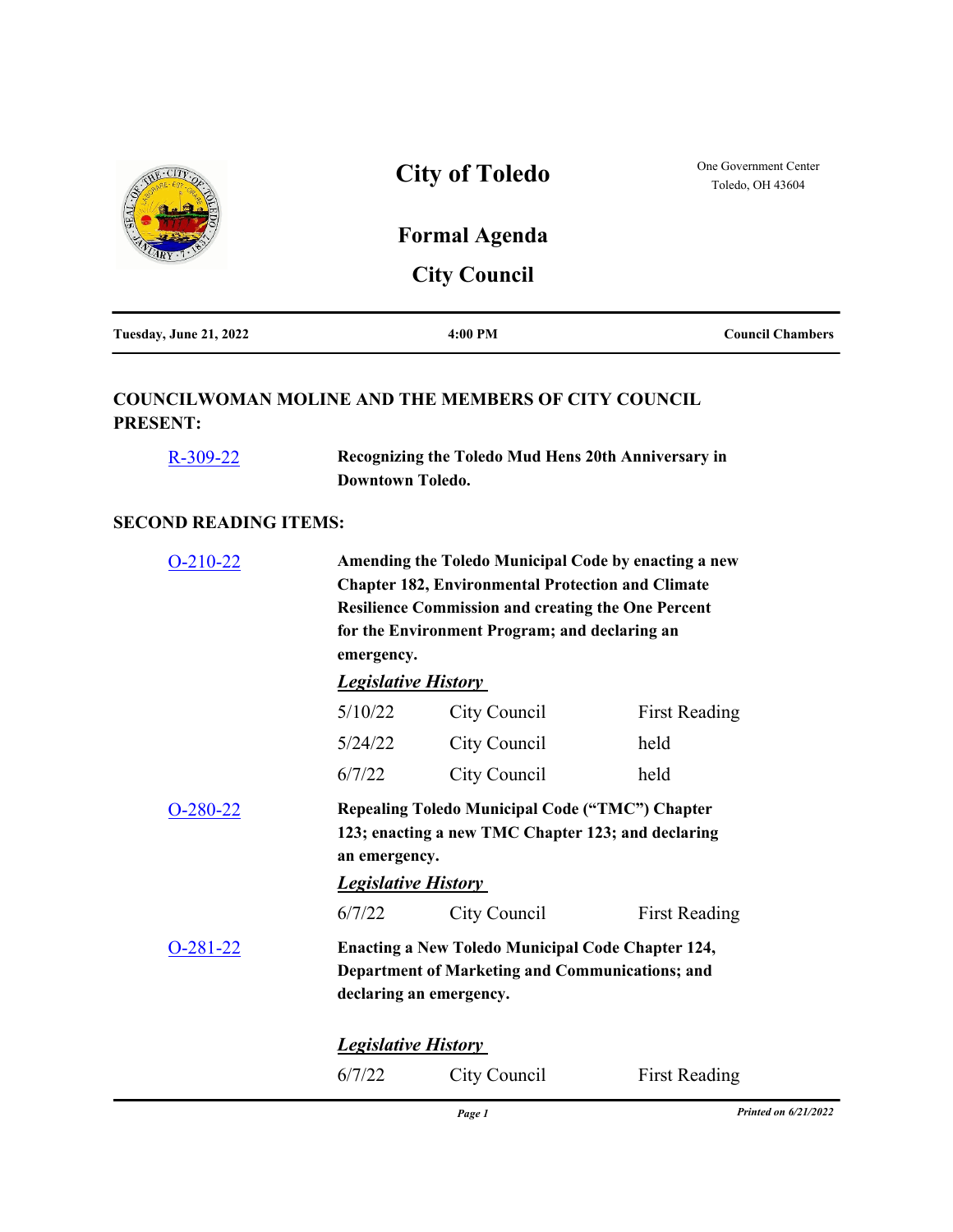# City of Toledo

One Government Center
Toledo, OH 43604

## Formal Agenda

## City Council

| Tuesday, June 21, 2022 | 4:00 PM | Council Chambers |
|---|---|---|

### COUNCILWOMAN MOLINE AND THE MEMBERS OF CITY COUNCIL PRESENT:

**R-309-22** — **Recognizing the Toledo Mud Hens 20th Anniversary in Downtown Toledo.**

### SECOND READING ITEMS:

**O-210-22** — **Amending the Toledo Municipal Code by enacting a new Chapter 182, Environmental Protection and Climate Resilience Commission and creating the One Percent for the Environment Program; and declaring an emergency.**

***Legislative History***

| | | |
|---|---|---|
| 5/10/22 | City Council | First Reading |
| 5/24/22 | City Council | held |
| 6/7/22 | City Council | held |

**O-280-22** — **Repealing Toledo Municipal Code ("TMC") Chapter 123; enacting a new TMC Chapter 123; and declaring an emergency.**

***Legislative History***

| | | |
|---|---|---|
| 6/7/22 | City Council | First Reading |

**O-281-22** — **Enacting a New Toledo Municipal Code Chapter 124, Department of Marketing and Communications; and declaring an emergency.**

***Legislative History***

| | | |
|---|---|---|
| 6/7/22 | City Council | First Reading |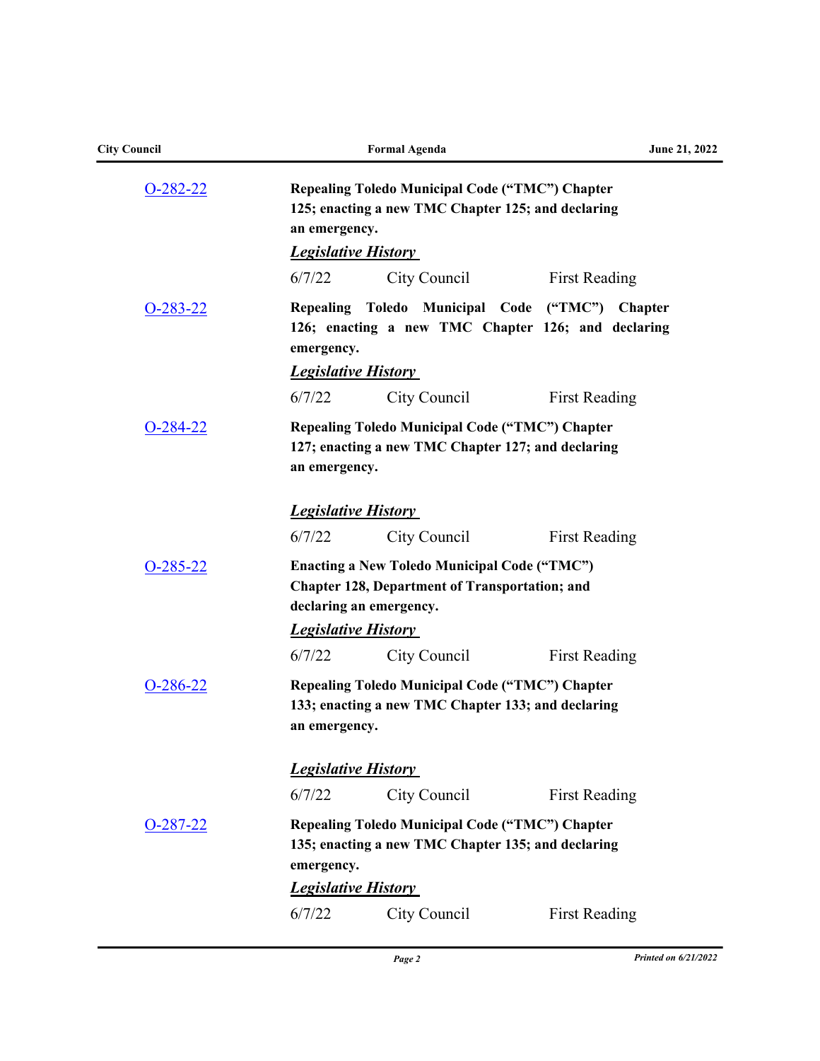[O-282-22](#)

**Repealing Toledo Municipal Code ("TMC") Chapter 125; enacting a new TMC Chapter 125; and declaring an emergency.**

***Legislative History***

| 6/7/22 | City Council | First Reading |
|---|---|---|

[O-283-22](#)

**Repealing Toledo Municipal Code ("TMC") Chapter 126; enacting a new TMC Chapter 126; and declaring emergency.**

***Legislative History***

| 6/7/22 | City Council | First Reading |
|---|---|---|

[O-284-22](#)

**Repealing Toledo Municipal Code ("TMC") Chapter 127; enacting a new TMC Chapter 127; and declaring an emergency.**

***Legislative History***

| 6/7/22 | City Council | First Reading |
|---|---|---|

[O-285-22](#)

**Enacting a New Toledo Municipal Code ("TMC") Chapter 128, Department of Transportation; and declaring an emergency.**

***Legislative History***

| 6/7/22 | City Council | First Reading |
|---|---|---|

[O-286-22](#)

**Repealing Toledo Municipal Code ("TMC") Chapter 133; enacting a new TMC Chapter 133; and declaring an emergency.**

***Legislative History***

| 6/7/22 | City Council | First Reading |
|---|---|---|

[O-287-22](#)

**Repealing Toledo Municipal Code ("TMC") Chapter 135; enacting a new TMC Chapter 135; and declaring emergency.**

***Legislative History***

| 6/7/22 | City Council | First Reading |
|---|---|---|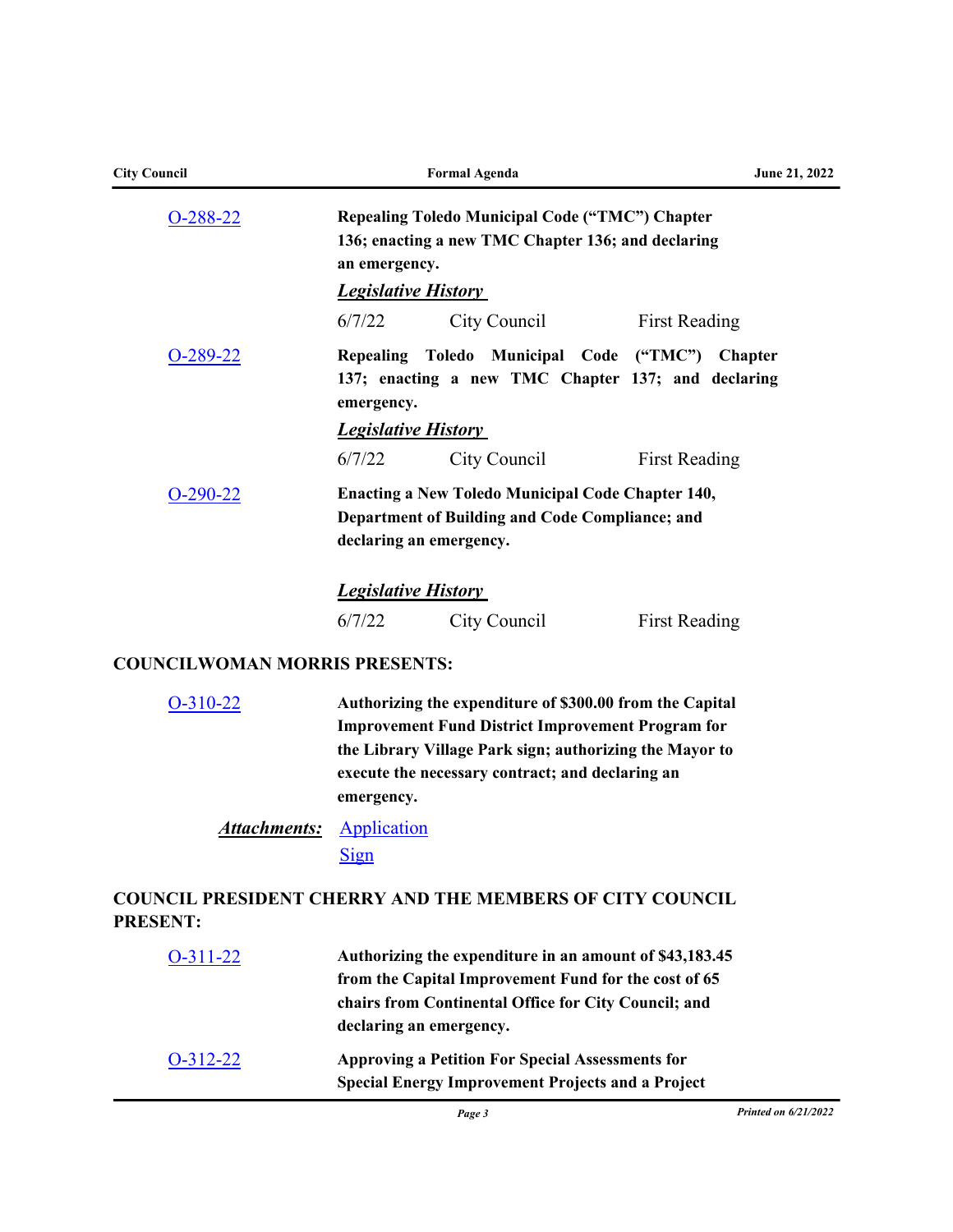[O-288-22](#)

**Repealing Toledo Municipal Code ("TMC") Chapter 136; enacting a new TMC Chapter 136; and declaring an emergency.**

***Legislative History***

| | | |
|---|---|---|
| 6/7/22 | City Council | First Reading |

[O-289-22](#)

**Repealing Toledo Municipal Code ("TMC") Chapter 137; enacting a new TMC Chapter 137; and declaring emergency.**

***Legislative History***

| | | |
|---|---|---|
| 6/7/22 | City Council | First Reading |

[O-290-22](#)

**Enacting a New Toledo Municipal Code Chapter 140, Department of Building and Code Compliance; and declaring an emergency.**

***Legislative History***

| | | |
|---|---|---|
| 6/7/22 | City Council | First Reading |

## COUNCILWOMAN MORRIS PRESENTS:

[O-310-22](#)

**Authorizing the expenditure of $300.00 from the Capital Improvement Fund District Improvement Program for the Library Village Park sign; authorizing the Mayor to execute the necessary contract; and declaring an emergency.**

***Attachments:*** [Application](#)
[Sign](#)

## COUNCIL PRESIDENT CHERRY AND THE MEMBERS OF CITY COUNCIL PRESENT:

[O-311-22](#)

**Authorizing the expenditure in an amount of $43,183.45 from the Capital Improvement Fund for the cost of 65 chairs from Continental Office for City Council; and declaring an emergency.**

[O-312-22](#)

**Approving a Petition For Special Assessments for Special Energy Improvement Projects and a Project**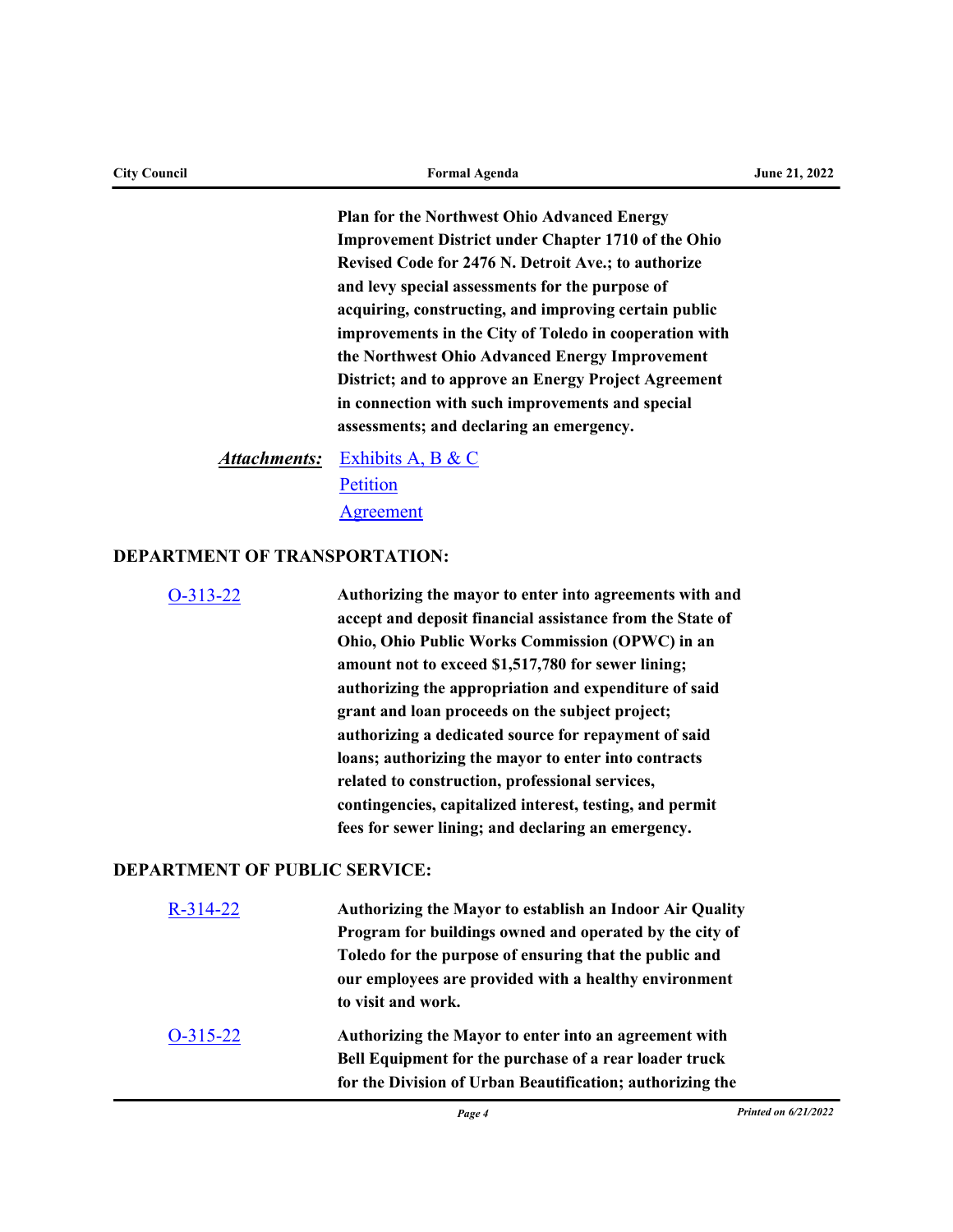**Plan for the Northwest Ohio Advanced Energy Improvement District under Chapter 1710 of the Ohio Revised Code for 2476 N. Detroit Ave.; to authorize and levy special assessments for the purpose of acquiring, constructing, and improving certain public improvements in the City of Toledo in cooperation with the Northwest Ohio Advanced Energy Improvement District; and to approve an Energy Project Agreement in connection with such improvements and special assessments; and declaring an emergency.**

***Attachments:*** Exhibits A, B & C
Petition
Agreement

## DEPARTMENT OF TRANSPORTATION:

O-313-22 — **Authorizing the mayor to enter into agreements with and accept and deposit financial assistance from the State of Ohio, Ohio Public Works Commission (OPWC) in an amount not to exceed $1,517,780 for sewer lining; authorizing the appropriation and expenditure of said grant and loan proceeds on the subject project; authorizing a dedicated source for repayment of said loans; authorizing the mayor to enter into contracts related to construction, professional services, contingencies, capitalized interest, testing, and permit fees for sewer lining; and declaring an emergency.**

## DEPARTMENT OF PUBLIC SERVICE:

R-314-22 — **Authorizing the Mayor to establish an Indoor Air Quality Program for buildings owned and operated by the city of Toledo for the purpose of ensuring that the public and our employees are provided with a healthy environment to visit and work.**

O-315-22 — **Authorizing the Mayor to enter into an agreement with Bell Equipment for the purchase of a rear loader truck for the Division of Urban Beautification; authorizing the**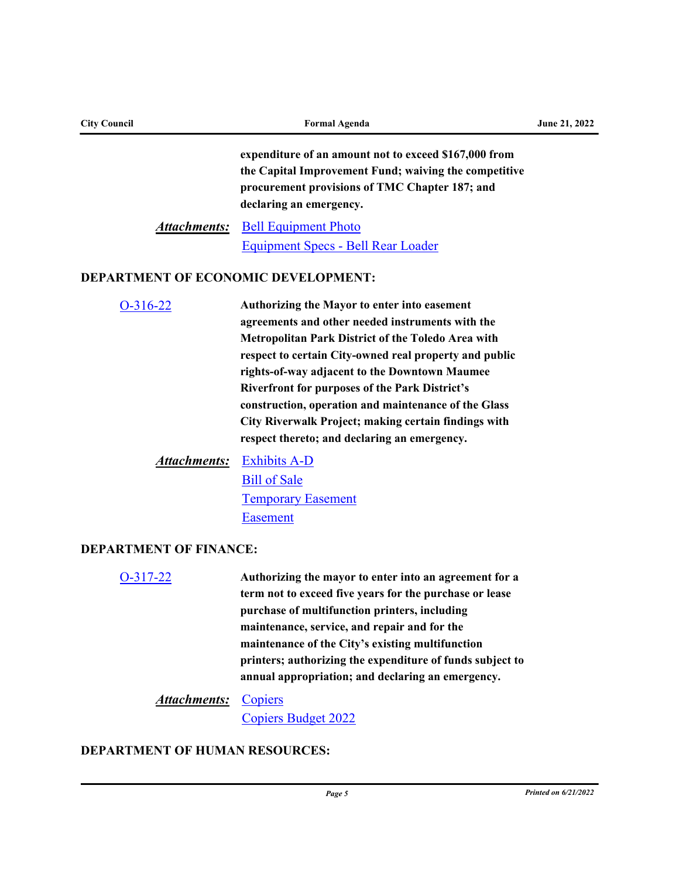**expenditure of an amount not to exceed $167,000 from the Capital Improvement Fund; waiving the competitive procurement provisions of TMC Chapter 187; and declaring an emergency.**

***Attachments:*** Bell Equipment Photo
Equipment Specs - Bell Rear Loader

## DEPARTMENT OF ECONOMIC DEVELOPMENT:

O-316-22 **Authorizing the Mayor to enter into easement agreements and other needed instruments with the Metropolitan Park District of the Toledo Area with respect to certain City-owned real property and public rights-of-way adjacent to the Downtown Maumee Riverfront for purposes of the Park District's construction, operation and maintenance of the Glass City Riverwalk Project; making certain findings with respect thereto; and declaring an emergency.**

***Attachments:*** Exhibits A-D
Bill of Sale
Temporary Easement
Easement

## DEPARTMENT OF FINANCE:

O-317-22 **Authorizing the mayor to enter into an agreement for a term not to exceed five years for the purchase or lease purchase of multifunction printers, including maintenance, service, and repair and for the maintenance of the City's existing multifunction printers; authorizing the expenditure of funds subject to annual appropriation; and declaring an emergency.**

***Attachments:*** Copiers
Copiers Budget 2022

## DEPARTMENT OF HUMAN RESOURCES: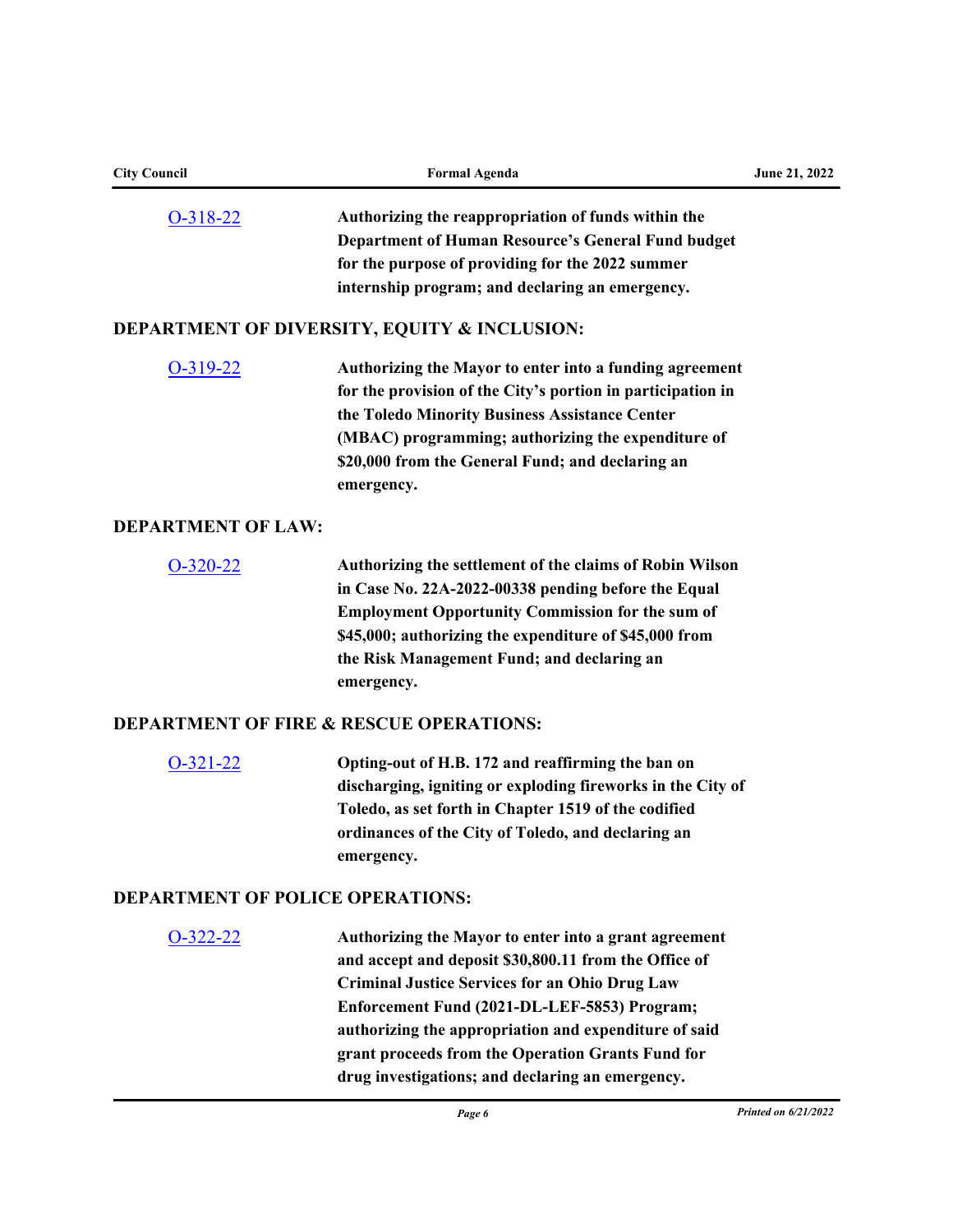O-318-22 **Authorizing the reappropriation of funds within the Department of Human Resource's General Fund budget for the purpose of providing for the 2022 summer internship program; and declaring an emergency.**

## DEPARTMENT OF DIVERSITY, EQUITY & INCLUSION:

O-319-22 **Authorizing the Mayor to enter into a funding agreement for the provision of the City's portion in participation in the Toledo Minority Business Assistance Center (MBAC) programming; authorizing the expenditure of $20,000 from the General Fund; and declaring an emergency.**

## DEPARTMENT OF LAW:

O-320-22 **Authorizing the settlement of the claims of Robin Wilson in Case No. 22A-2022-00338 pending before the Equal Employment Opportunity Commission for the sum of $45,000; authorizing the expenditure of $45,000 from the Risk Management Fund; and declaring an emergency.**

## DEPARTMENT OF FIRE & RESCUE OPERATIONS:

O-321-22 **Opting-out of H.B. 172 and reaffirming the ban on discharging, igniting or exploding fireworks in the City of Toledo, as set forth in Chapter 1519 of the codified ordinances of the City of Toledo, and declaring an emergency.**

## DEPARTMENT OF POLICE OPERATIONS:

O-322-22 **Authorizing the Mayor to enter into a grant agreement and accept and deposit $30,800.11 from the Office of Criminal Justice Services for an Ohio Drug Law Enforcement Fund (2021-DL-LEF-5853) Program; authorizing the appropriation and expenditure of said grant proceeds from the Operation Grants Fund for drug investigations; and declaring an emergency.**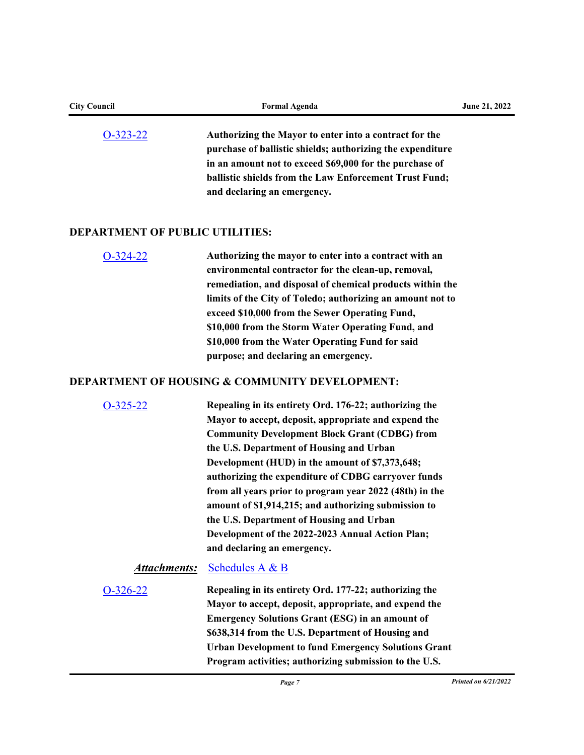[O-323-22](#) **Authorizing the Mayor to enter into a contract for the purchase of ballistic shields; authorizing the expenditure in an amount not to exceed $69,000 for the purchase of ballistic shields from the Law Enforcement Trust Fund; and declaring an emergency.**

## DEPARTMENT OF PUBLIC UTILITIES:

[O-324-22](#) **Authorizing the mayor to enter into a contract with an environmental contractor for the clean-up, removal, remediation, and disposal of chemical products within the limits of the City of Toledo; authorizing an amount not to exceed $10,000 from the Sewer Operating Fund, $10,000 from the Storm Water Operating Fund, and $10,000 from the Water Operating Fund for said purpose; and declaring an emergency.**

## DEPARTMENT OF HOUSING & COMMUNITY DEVELOPMENT:

[O-325-22](#) **Repealing in its entirety Ord. 176-22; authorizing the Mayor to accept, deposit, appropriate and expend the Community Development Block Grant (CDBG) from the U.S. Department of Housing and Urban Development (HUD) in the amount of $7,373,648; authorizing the expenditure of CDBG carryover funds from all years prior to program year 2022 (48th) in the amount of $1,914,215; and authorizing submission to the U.S. Department of Housing and Urban Development of the 2022-2023 Annual Action Plan; and declaring an emergency.**

***Attachments:*** [Schedules A & B](#)

[O-326-22](#) **Repealing in its entirety Ord. 177-22; authorizing the Mayor to accept, deposit, appropriate, and expend the Emergency Solutions Grant (ESG) in an amount of $638,314 from the U.S. Department of Housing and Urban Development to fund Emergency Solutions Grant Program activities; authorizing submission to the U.S.**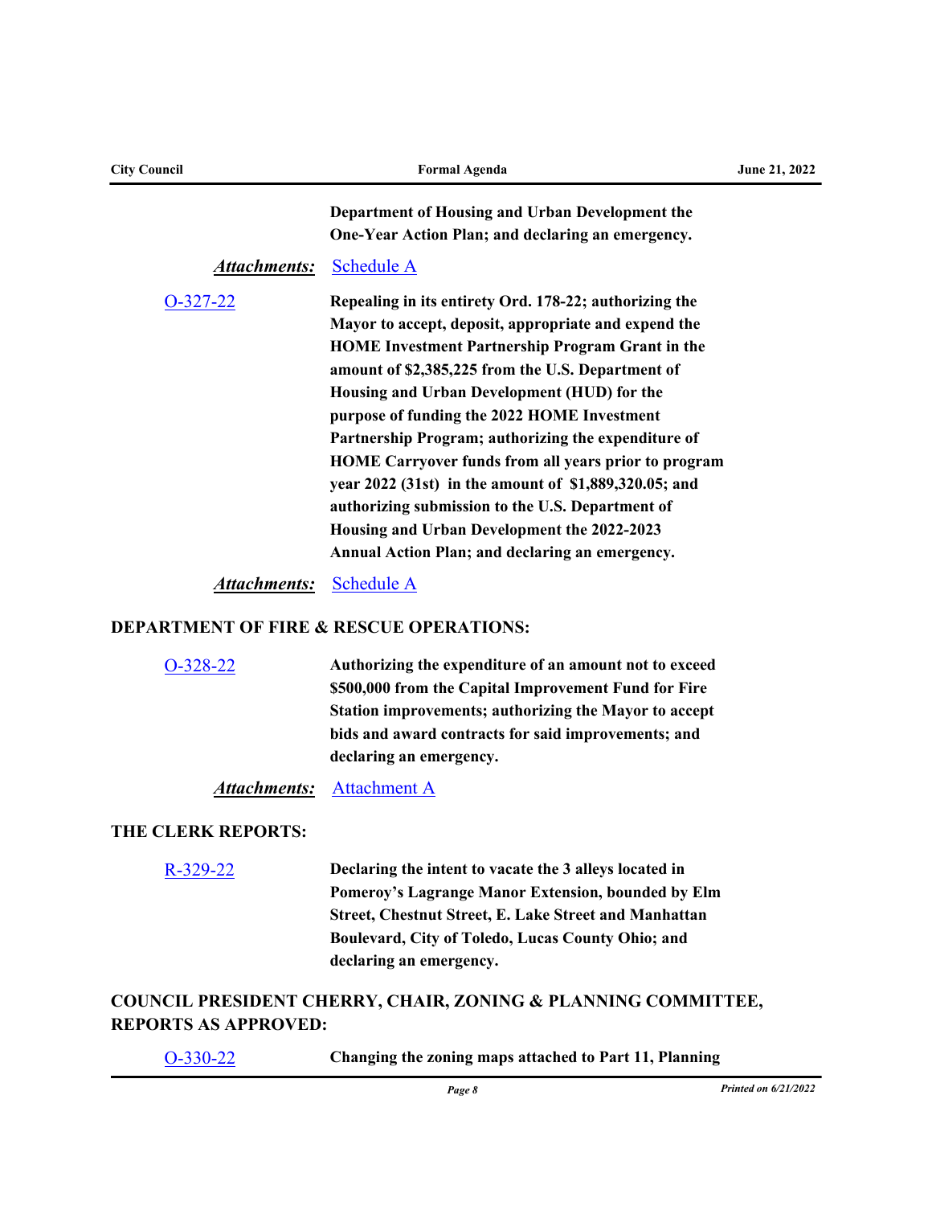**Department of Housing and Urban Development the One-Year Action Plan; and declaring an emergency.**

***Attachments:*** Schedule A

O-327-22 **Repealing in its entirety Ord. 178-22; authorizing the Mayor to accept, deposit, appropriate and expend the HOME Investment Partnership Program Grant in the amount of $2,385,225 from the U.S. Department of Housing and Urban Development (HUD) for the purpose of funding the 2022 HOME Investment Partnership Program; authorizing the expenditure of HOME Carryover funds from all years prior to program year 2022 (31st) in the amount of $1,889,320.05; and authorizing submission to the U.S. Department of Housing and Urban Development the 2022-2023 Annual Action Plan; and declaring an emergency.**

***Attachments:*** Schedule A

**DEPARTMENT OF FIRE & RESCUE OPERATIONS:**

O-328-22 **Authorizing the expenditure of an amount not to exceed $500,000 from the Capital Improvement Fund for Fire Station improvements; authorizing the Mayor to accept bids and award contracts for said improvements; and declaring an emergency.**

***Attachments:*** Attachment A

**THE CLERK REPORTS:**

R-329-22 **Declaring the intent to vacate the 3 alleys located in Pomeroy's Lagrange Manor Extension, bounded by Elm Street, Chestnut Street, E. Lake Street and Manhattan Boulevard, City of Toledo, Lucas County Ohio; and declaring an emergency.**

**COUNCIL PRESIDENT CHERRY, CHAIR, ZONING & PLANNING COMMITTEE, REPORTS AS APPROVED:**

O-330-22 **Changing the zoning maps attached to Part 11, Planning**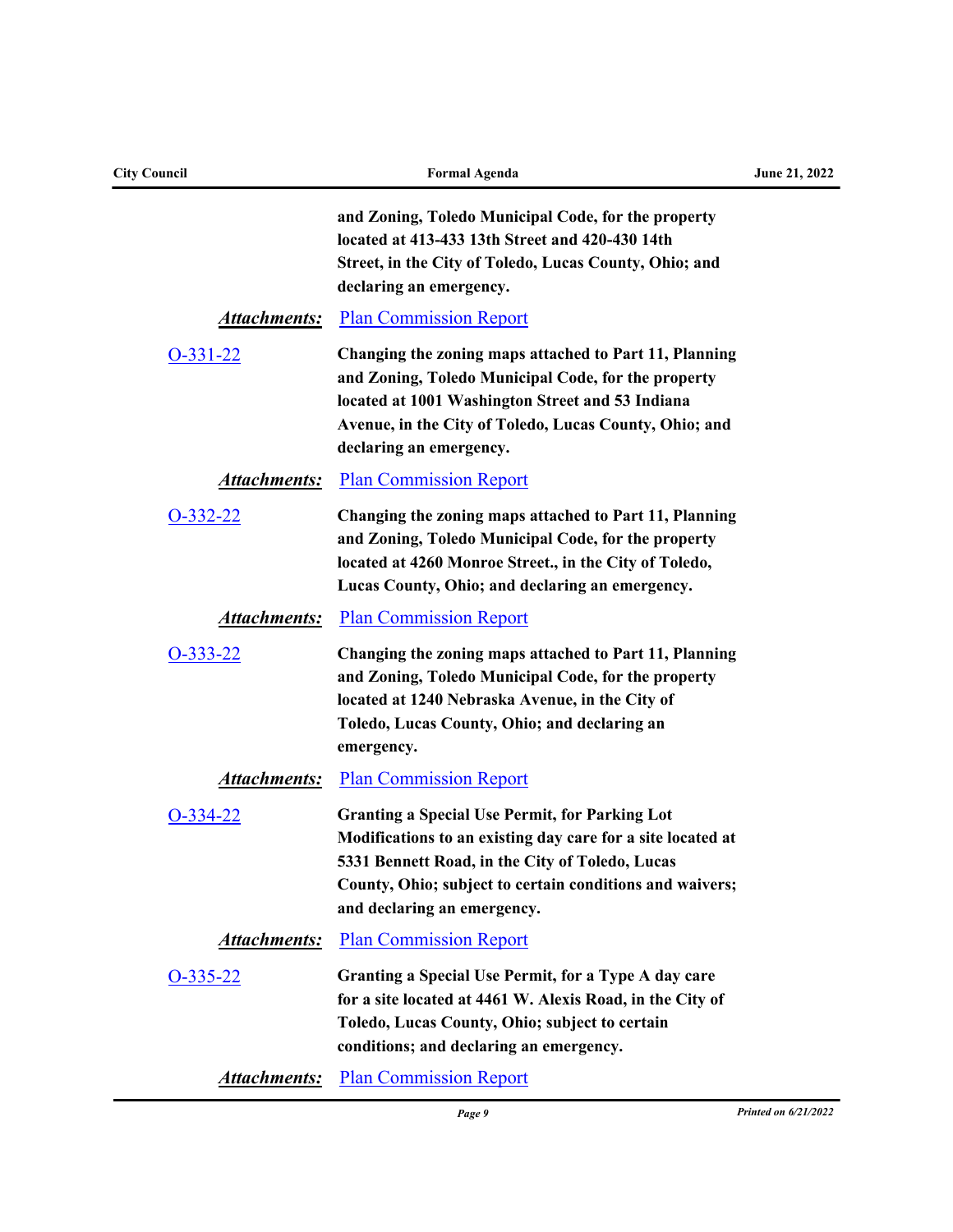**and Zoning, Toledo Municipal Code, for the property located at 413-433 13th Street and 420-430 14th Street, in the City of Toledo, Lucas County, Ohio; and declaring an emergency.**

***Attachments:*** Plan Commission Report

O-331-22 — **Changing the zoning maps attached to Part 11, Planning and Zoning, Toledo Municipal Code, for the property located at 1001 Washington Street and 53 Indiana Avenue, in the City of Toledo, Lucas County, Ohio; and declaring an emergency.**

***Attachments:*** Plan Commission Report

O-332-22 — **Changing the zoning maps attached to Part 11, Planning and Zoning, Toledo Municipal Code, for the property located at 4260 Monroe Street., in the City of Toledo, Lucas County, Ohio; and declaring an emergency.**

***Attachments:*** Plan Commission Report

O-333-22 — **Changing the zoning maps attached to Part 11, Planning and Zoning, Toledo Municipal Code, for the property located at 1240 Nebraska Avenue, in the City of Toledo, Lucas County, Ohio; and declaring an emergency.**

***Attachments:*** Plan Commission Report

O-334-22 — **Granting a Special Use Permit, for Parking Lot Modifications to an existing day care for a site located at 5331 Bennett Road, in the City of Toledo, Lucas County, Ohio; subject to certain conditions and waivers; and declaring an emergency.**

***Attachments:*** Plan Commission Report

O-335-22 — **Granting a Special Use Permit, for a Type A day care for a site located at 4461 W. Alexis Road, in the City of Toledo, Lucas County, Ohio; subject to certain conditions; and declaring an emergency.**

***Attachments:*** Plan Commission Report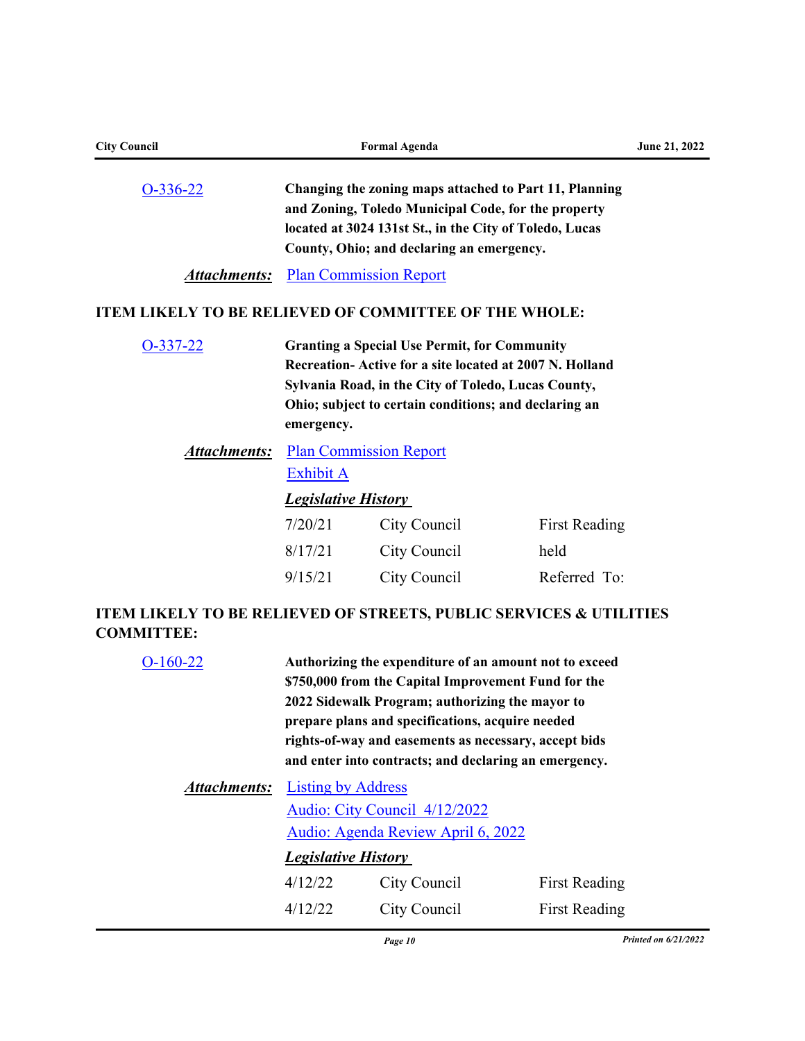O-336-22

**Changing the zoning maps attached to Part 11, Planning and Zoning, Toledo Municipal Code, for the property located at 3024 131st St., in the City of Toledo, Lucas County, Ohio; and declaring an emergency.**

***Attachments:*** Plan Commission Report

## ITEM LIKELY TO BE RELIEVED OF COMMITTEE OF THE WHOLE:

O-337-22

**Granting a Special Use Permit, for Community Recreation- Active for a site located at 2007 N. Holland Sylvania Road, in the City of Toledo, Lucas County, Ohio; subject to certain conditions; and declaring an emergency.**

***Attachments:*** Plan Commission Report
Exhibit A

***Legislative History***

| | | |
|---|---|---|
| 7/20/21 | City Council | First Reading |
| 8/17/21 | City Council | held |
| 9/15/21 | City Council | Referred To: |

## ITEM LIKELY TO BE RELIEVED OF STREETS, PUBLIC SERVICES & UTILITIES COMMITTEE:

O-160-22

**Authorizing the expenditure of an amount not to exceed $750,000 from the Capital Improvement Fund for the 2022 Sidewalk Program; authorizing the mayor to prepare plans and specifications, acquire needed rights-of-way and easements as necessary, accept bids and enter into contracts; and declaring an emergency.**

***Attachments:*** Listing by Address
Audio: City Council 4/12/2022
Audio: Agenda Review April 6, 2022

***Legislative History***

| | | |
|---|---|---|
| 4/12/22 | City Council | First Reading |
| 4/12/22 | City Council | First Reading |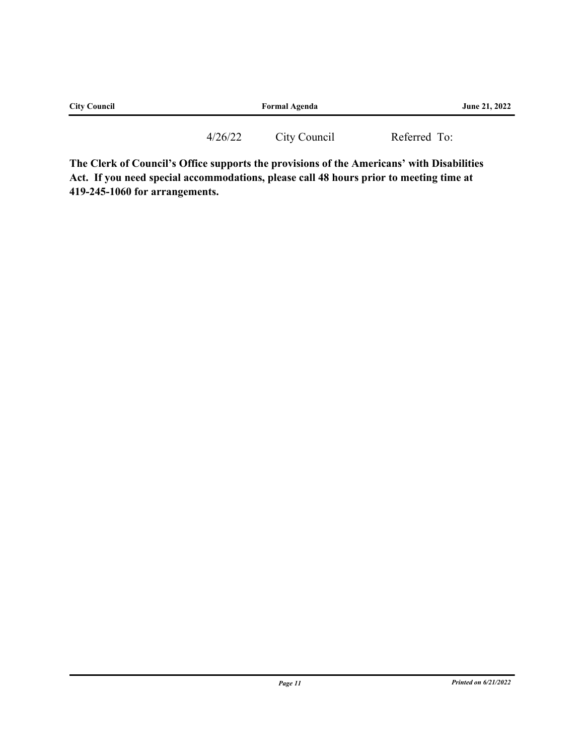| | | |
|---|---|---|
| 4/26/22 | City Council | Referred To: |

**The Clerk of Council's Office supports the provisions of the Americans' with Disabilities Act. If you need special accommodations, please call 48 hours prior to meeting time at 419-245-1060 for arrangements.**